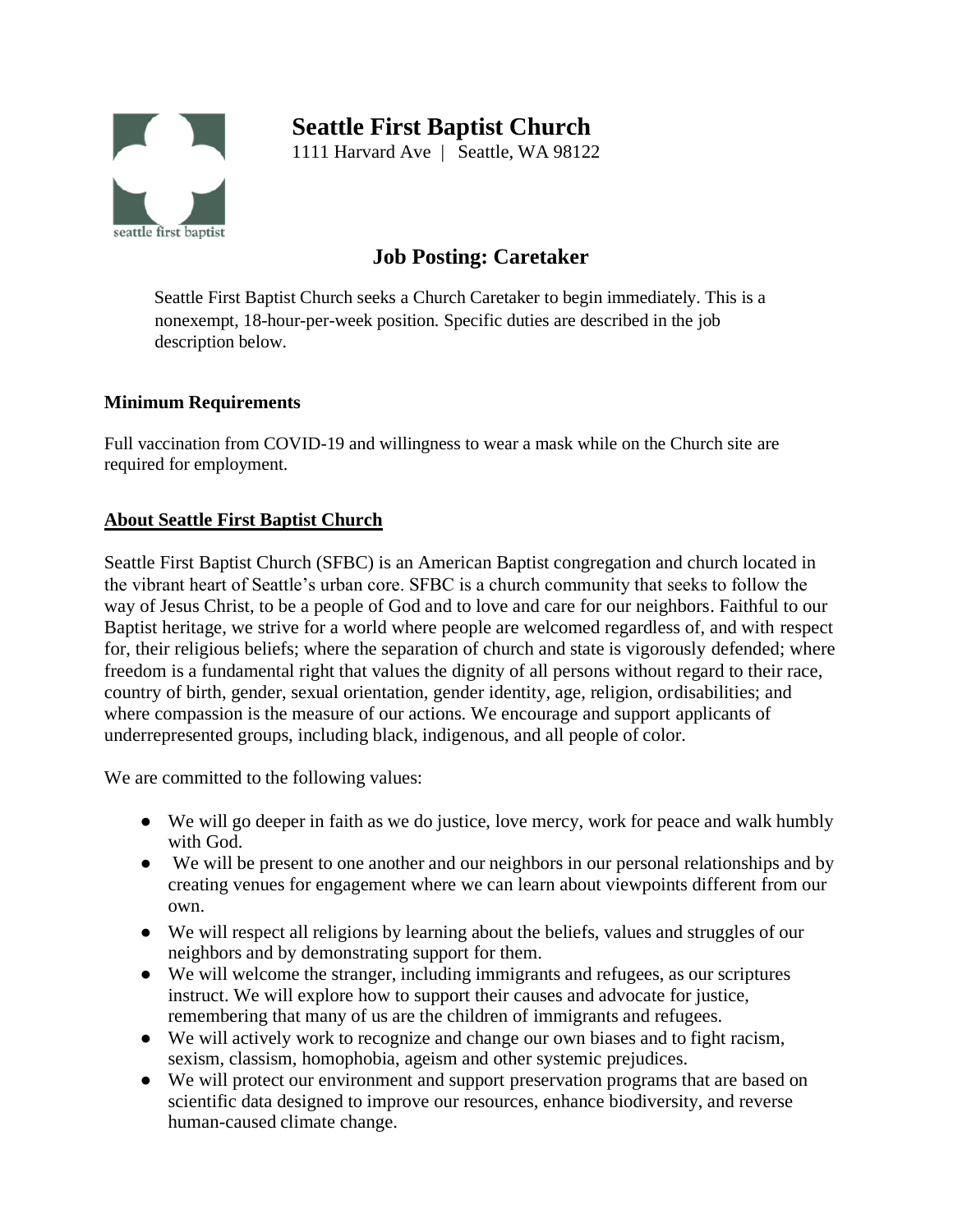# Seattle First Baptist Church

1111 Harvard Ave | Seattle, WA 98122

## Job Posting: Caretaker

Seattle First Baptist Church seeks a Church Caretaker to begin immediately. This is a nonexempt, 18-hour-per-week position. Specific duties are described in the job description below.

### Minimum Requirements

Full vaccination from COVID-19 and willingness to wear a mask while on the Church site are required for employment.

### About Seattle First Baptist Church

Seattle First Baptist Church (SFBC) is an American Baptist congregation and church located in the vibrant heart of Seattle's urban core. SFBC is a church community that seeks to follow the way of Jesus Christ, to be a people of God and to love and care for our neighbors. Faithful to our Baptist heritage, we strive for a world where people are welcomed regardless of, and with respect for, their religious beliefs; where the separation of church and state is vigorously defended; where freedom is a fundamental right that values the dignity of all persons without regard to their race, country of birth, gender, sexual orientation, gender identity, age, religion, ordisabilities; and where compassion is the measure of our actions. We encourage and support applicants of underrepresented groups, including black, indigenous, and all people of color.

We are committed to the following values:

- We will go deeper in faith as we do justice, love mercy, work for peace and walk humbly with God.
- We will be present to one another and our neighbors in our personal relationships and by creating venues for engagement where we can learn about viewpoints different from our own.
- We will respect all religions by learning about the beliefs, values and struggles of our neighbors and by demonstrating support for them.
- We will welcome the stranger, including immigrants and refugees, as our scriptures instruct. We will explore how to support their causes and advocate for justice, remembering that many of us are the children of immigrants and refugees.
- We will actively work to recognize and change our own biases and to fight racism, sexism, classism, homophobia, ageism and other systemic prejudices.
- We will protect our environment and support preservation programs that are based on scientific data designed to improve our resources, enhance biodiversity, and reverse human-caused climate change.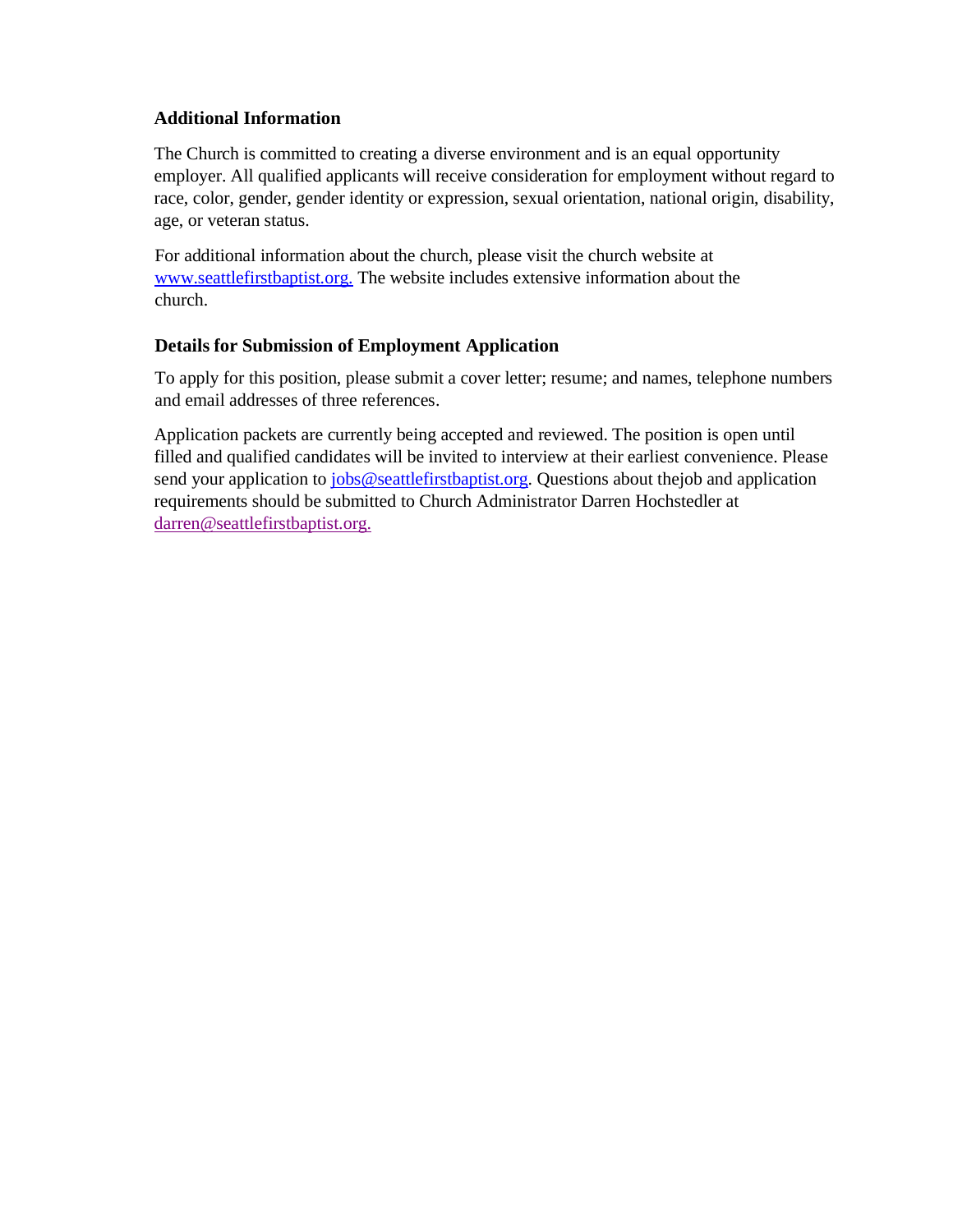### Additional Information

The Church is committed to creating a diverse environment and is an equal opportunity employer. All qualified applicants will receive consideration for employment without regard to race, color, gender, gender identity or expression, sexual orientation, national origin, disability, age, or veteran status.

For additional information about the church, please visit the church website at www.seattlefirstbaptist.org. The website includes extensive information about the church.

### Details for Submission of Employment Application

To apply for this position, please submit a cover letter; resume; and names, telephone numbers and email addresses of three references.

Application packets are currently being accepted and reviewed. The position is open until filled and qualified candidates will be invited to interview at their earliest convenience. Please send your application to jobs@seattlefirstbaptist.org. Questions about thejob and application requirements should be submitted to Church Administrator Darren Hochstedler at darren@seattlefirstbaptist.org.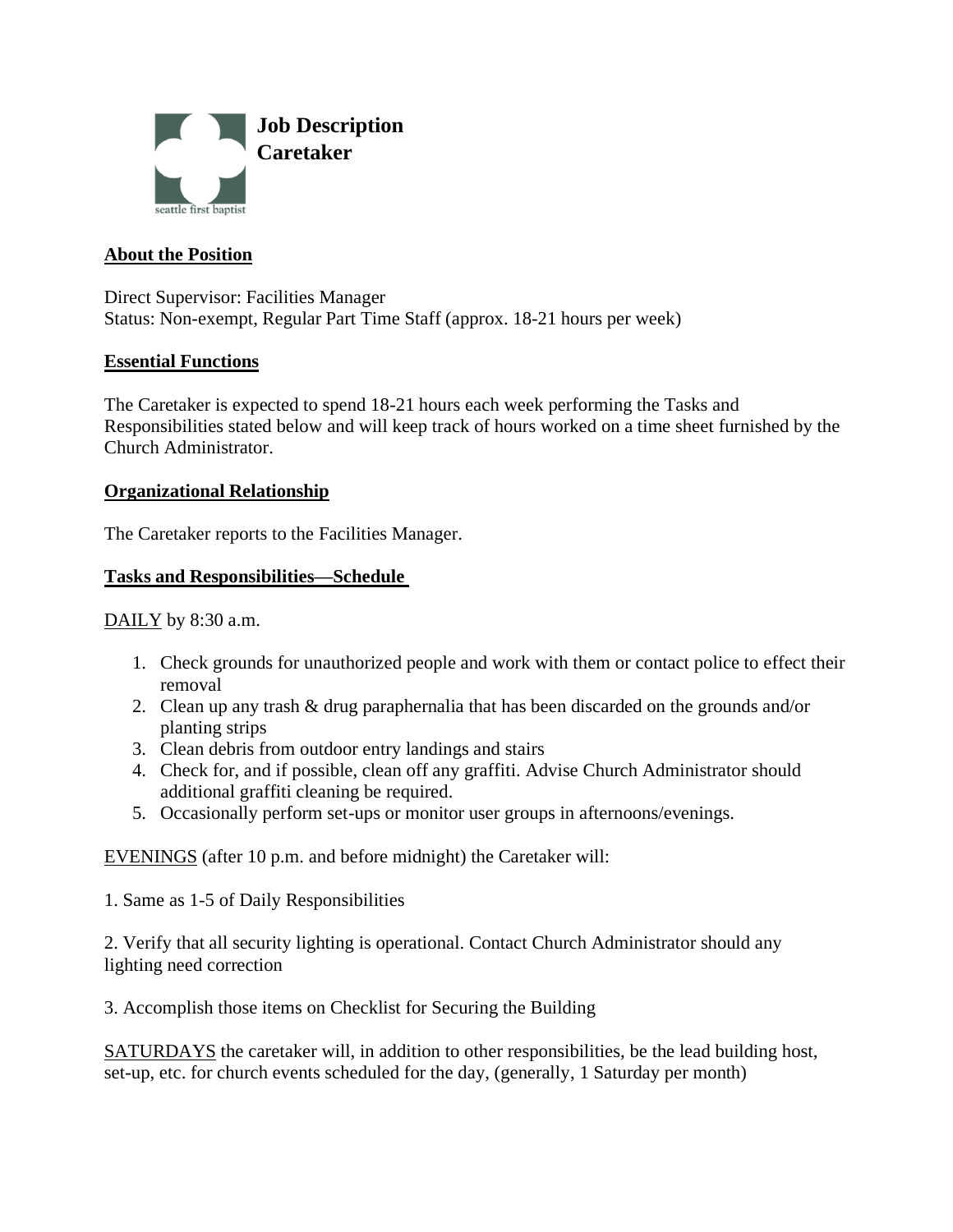# Job Description
# Caretaker

seattle first baptist

## About the Position

Direct Supervisor: Facilities Manager
Status: Non-exempt, Regular Part Time Staff (approx. 18-21 hours per week)

## Essential Functions

The Caretaker is expected to spend 18-21 hours each week performing the Tasks and Responsibilities stated below and will keep track of hours worked on a time sheet furnished by the Church Administrator.

## Organizational Relationship

The Caretaker reports to the Facilities Manager.

## Tasks and Responsibilities—Schedule

DAILY by 8:30 a.m.

1. Check grounds for unauthorized people and work with them or contact police to effect their removal
2. Clean up any trash & drug paraphernalia that has been discarded on the grounds and/or planting strips
3. Clean debris from outdoor entry landings and stairs
4. Check for, and if possible, clean off any graffiti. Advise Church Administrator should additional graffiti cleaning be required.
5. Occasionally perform set-ups or monitor user groups in afternoons/evenings.

EVENINGS (after 10 p.m. and before midnight) the Caretaker will:

1. Same as 1-5 of Daily Responsibilities

2. Verify that all security lighting is operational. Contact Church Administrator should any lighting need correction

3. Accomplish those items on Checklist for Securing the Building

SATURDAYS the caretaker will, in addition to other responsibilities, be the lead building host, set-up, etc. for church events scheduled for the day, (generally, 1 Saturday per month)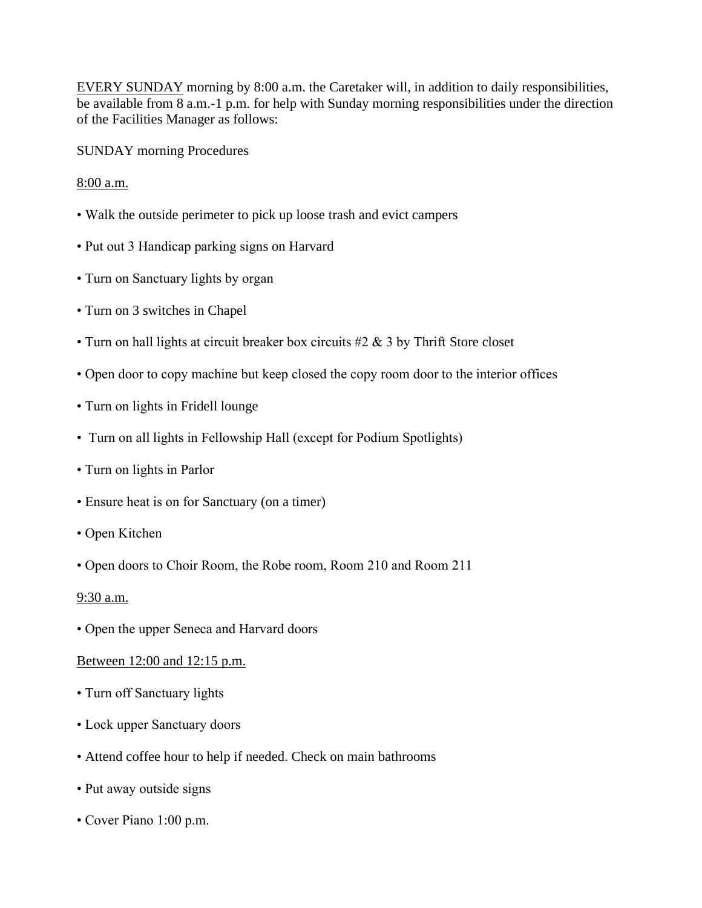EVERY SUNDAY morning by 8:00 a.m. the Caretaker will, in addition to daily responsibilities, be available from 8 a.m.-1 p.m. for help with Sunday morning responsibilities under the direction of the Facilities Manager as follows:

SUNDAY morning Procedures

8:00 a.m.

- Walk the outside perimeter to pick up loose trash and evict campers
- Put out 3 Handicap parking signs on Harvard
- Turn on Sanctuary lights by organ
- Turn on 3 switches in Chapel
- Turn on hall lights at circuit breaker box circuits #2 & 3 by Thrift Store closet
- Open door to copy machine but keep closed the copy room door to the interior offices
- Turn on lights in Fridell lounge
- Turn on all lights in Fellowship Hall (except for Podium Spotlights)
- Turn on lights in Parlor
- Ensure heat is on for Sanctuary (on a timer)
- Open Kitchen
- Open doors to Choir Room, the Robe room, Room 210 and Room 211

9:30 a.m.

- Open the upper Seneca and Harvard doors

Between 12:00 and 12:15 p.m.

- Turn off Sanctuary lights
- Lock upper Sanctuary doors
- Attend coffee hour to help if needed. Check on main bathrooms
- Put away outside signs
- Cover Piano 1:00 p.m.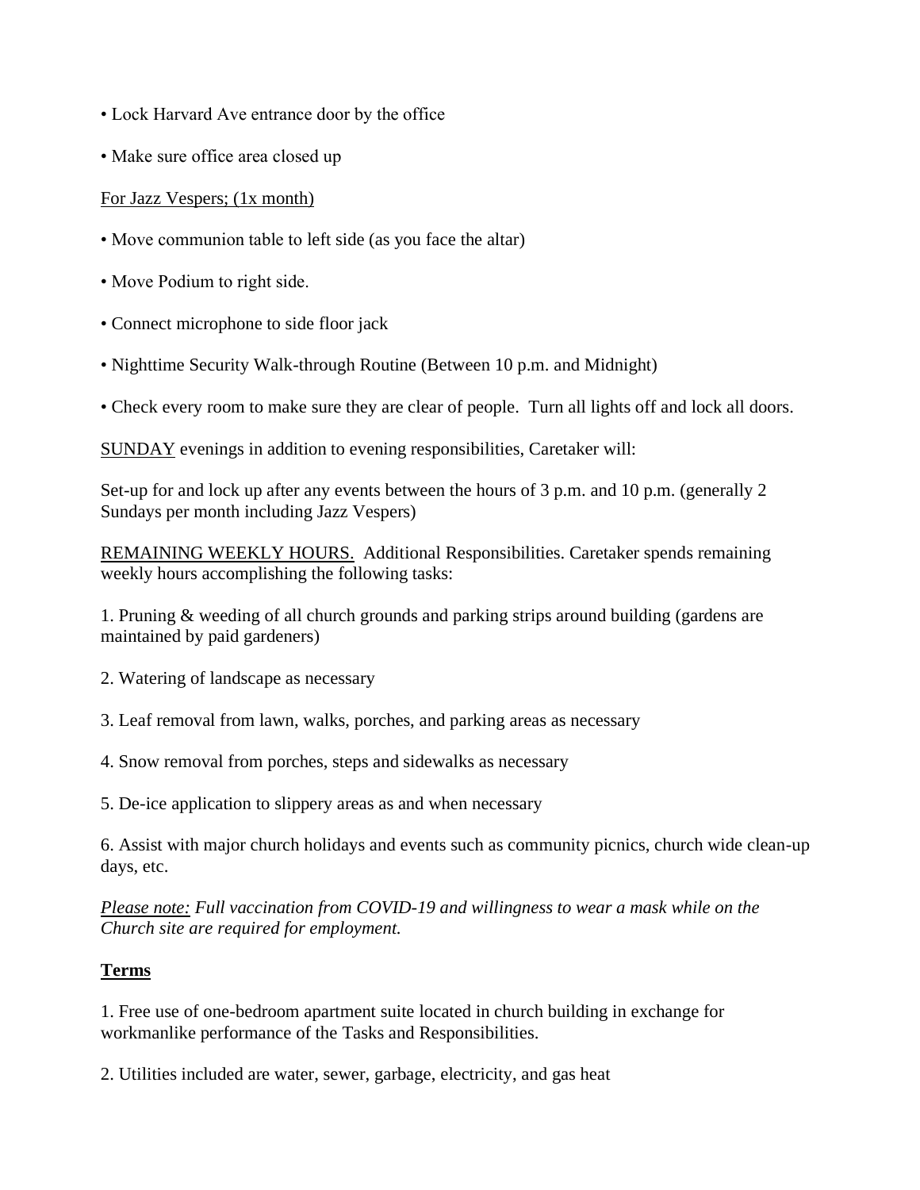• Lock Harvard Ave entrance door by the office

• Make sure office area closed up

<u>For Jazz Vespers; (1x month)</u>

• Move communion table to left side (as you face the altar)

• Move Podium to right side.

• Connect microphone to side floor jack

• Nighttime Security Walk-through Routine (Between 10 p.m. and Midnight)

• Check every room to make sure they are clear of people. Turn all lights off and lock all doors.

<u>SUNDAY</u> evenings in addition to evening responsibilities, Caretaker will:

Set-up for and lock up after any events between the hours of 3 p.m. and 10 p.m. (generally 2 Sundays per month including Jazz Vespers)

<u>REMAINING WEEKLY HOURS.</u> Additional Responsibilities. Caretaker spends remaining weekly hours accomplishing the following tasks:

1. Pruning & weeding of all church grounds and parking strips around building (gardens are maintained by paid gardeners)

2. Watering of landscape as necessary

3. Leaf removal from lawn, walks, porches, and parking areas as necessary

4. Snow removal from porches, steps and sidewalks as necessary

5. De-ice application to slippery areas as and when necessary

6. Assist with major church holidays and events such as community picnics, church wide clean-up days, etc.

*<u>Please note:</u> Full vaccination from COVID-19 and willingness to wear a mask while on the Church site are required for employment.*

## <u>Terms</u>

1. Free use of one-bedroom apartment suite located in church building in exchange for workmanlike performance of the Tasks and Responsibilities.

2. Utilities included are water, sewer, garbage, electricity, and gas heat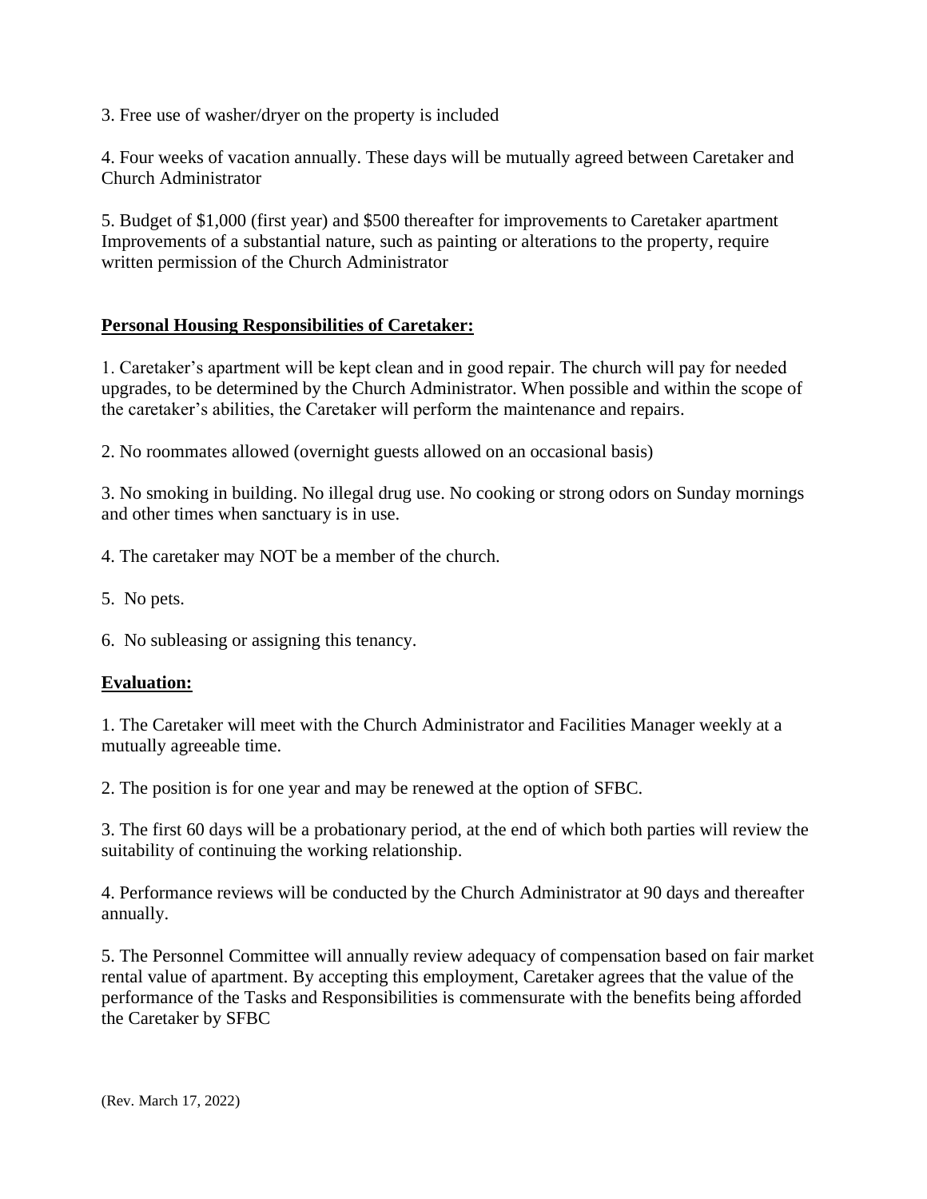3. Free use of washer/dryer on the property is included

4. Four weeks of vacation annually. These days will be mutually agreed between Caretaker and Church Administrator

5. Budget of $1,000 (first year) and $500 thereafter for improvements to Caretaker apartment Improvements of a substantial nature, such as painting or alterations to the property, require written permission of the Church Administrator

**Personal Housing Responsibilities of Caretaker:**

1. Caretaker's apartment will be kept clean and in good repair. The church will pay for needed upgrades, to be determined by the Church Administrator. When possible and within the scope of the caretaker's abilities, the Caretaker will perform the maintenance and repairs.

2. No roommates allowed (overnight guests allowed on an occasional basis)

3. No smoking in building. No illegal drug use. No cooking or strong odors on Sunday mornings and other times when sanctuary is in use.

4. The caretaker may NOT be a member of the church.

5. No pets.

6. No subleasing or assigning this tenancy.

**Evaluation:**

1. The Caretaker will meet with the Church Administrator and Facilities Manager weekly at a mutually agreeable time.

2. The position is for one year and may be renewed at the option of SFBC.

3. The first 60 days will be a probationary period, at the end of which both parties will review the suitability of continuing the working relationship.

4. Performance reviews will be conducted by the Church Administrator at 90 days and thereafter annually.

5. The Personnel Committee will annually review adequacy of compensation based on fair market rental value of apartment. By accepting this employment, Caretaker agrees that the value of the performance of the Tasks and Responsibilities is commensurate with the benefits being afforded the Caretaker by SFBC

(Rev. March 17, 2022)